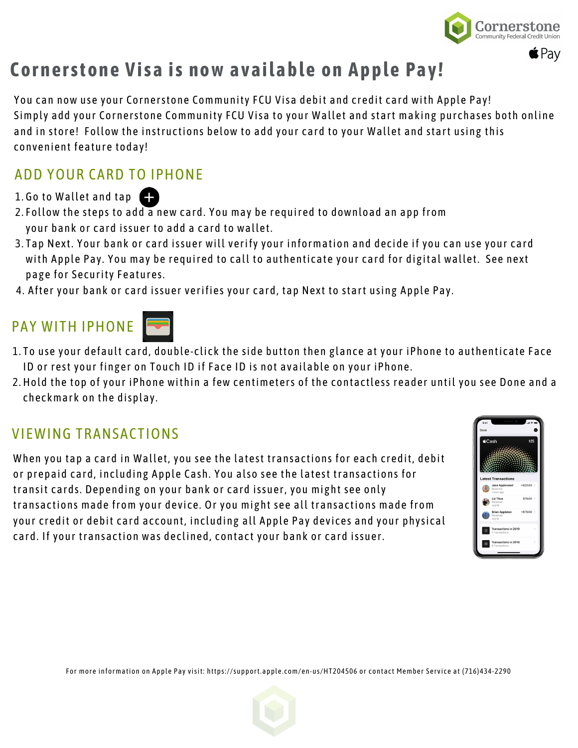# Cornerstone Visa is now available on Apple Pay!

You can now use your Cornerstone Community FCU Visa debit and credit card with Apple Pay! Simply add your Cornerstone Community FCU Visa to your Wallet and start making purchases both online and in store! Follow the instructions below to add your card to your Wallet and start using this convenient feature today!

## ADD YOUR CARD TO IPHONE

1. Go to Wallet and tap ⊕
2. Follow the steps to add a new card. You may be required to download an app from your bank or card issuer to add a card to wallet.
3. Tap Next. Your bank or card issuer will verify your information and decide if you can use your card with Apple Pay. You may be required to call to authenticate your card for digital wallet. See next page for Security Features.
4. After your bank or card issuer verifies your card, tap Next to start using Apple Pay.

## PAY WITH IPHONE

1. To use your default card, double-click the side button then glance at your iPhone to authenticate Face ID or rest your finger on Touch ID if Face ID is not available on your iPhone.
2. Hold the top of your iPhone within a few centimeters of the contactless reader until you see Done and a checkmark on the display.

## VIEWING TRANSACTIONS

When you tap a card in Wallet, you see the latest transactions for each credit, debit or prepaid card, including Apple Cash. You also see the latest transactions for transit cards. Depending on your bank or card issuer, you might see only transactions made from your device. Or you might see all transactions made from your credit or debit card account, including all Apple Pay devices and your physical card. If your transaction was declined, contact your bank or card issuer.

For more information on Apple Pay visit: https://support.apple.com/en-us/HT204506 or contact Member Service at (716)434-2290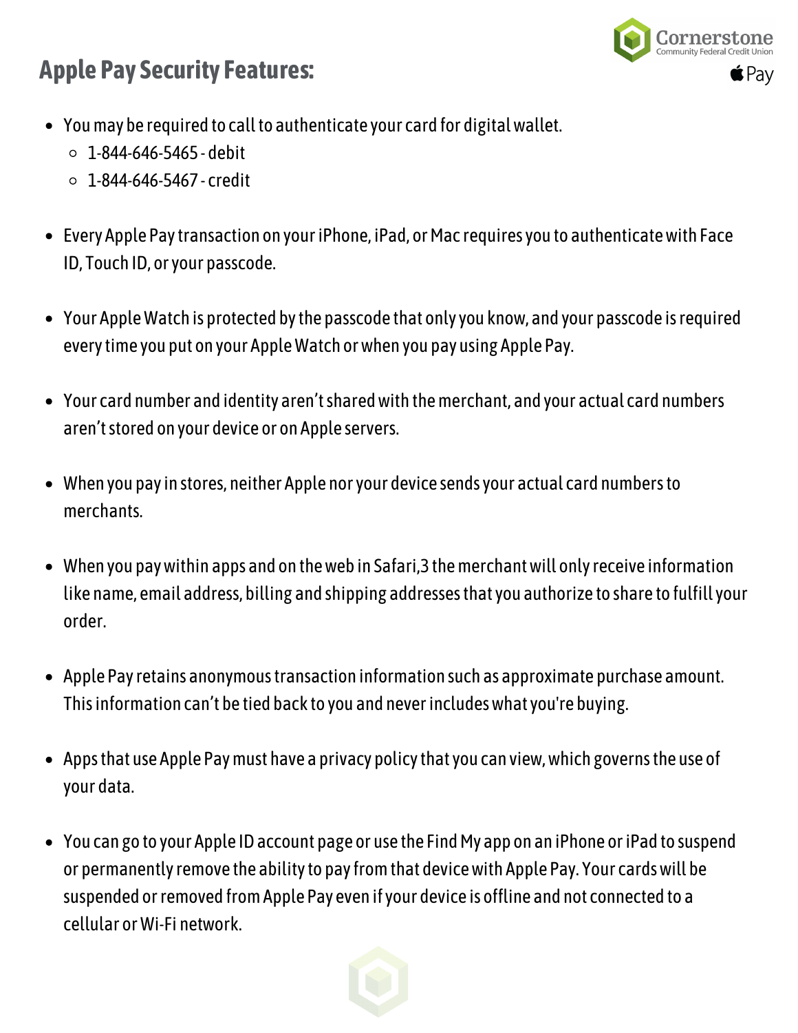## Apple Pay Security Features:

- You may be required to call to authenticate your card for digital wallet.
  - 1-844-646-5465 - debit
  - 1-844-646-5467 - credit
- Every Apple Pay transaction on your iPhone, iPad, or Mac requires you to authenticate with Face ID, Touch ID, or your passcode.
- Your Apple Watch is protected by the passcode that only you know, and your passcode is required every time you put on your Apple Watch or when you pay using Apple Pay.
- Your card number and identity aren't shared with the merchant, and your actual card numbers aren't stored on your device or on Apple servers.
- When you pay in stores, neither Apple nor your device sends your actual card numbers to merchants.
- When you pay within apps and on the web in Safari,3 the merchant will only receive information like name, email address, billing and shipping addresses that you authorize to share to fulfill your order.
- Apple Pay retains anonymous transaction information such as approximate purchase amount. This information can't be tied back to you and never includes what you're buying.
- Apps that use Apple Pay must have a privacy policy that you can view, which governs the use of your data.
- You can go to your Apple ID account page or use the Find My app on an iPhone or iPad to suspend or permanently remove the ability to pay from that device with Apple Pay. Your cards will be suspended or removed from Apple Pay even if your device is offline and not connected to a cellular or Wi-Fi network.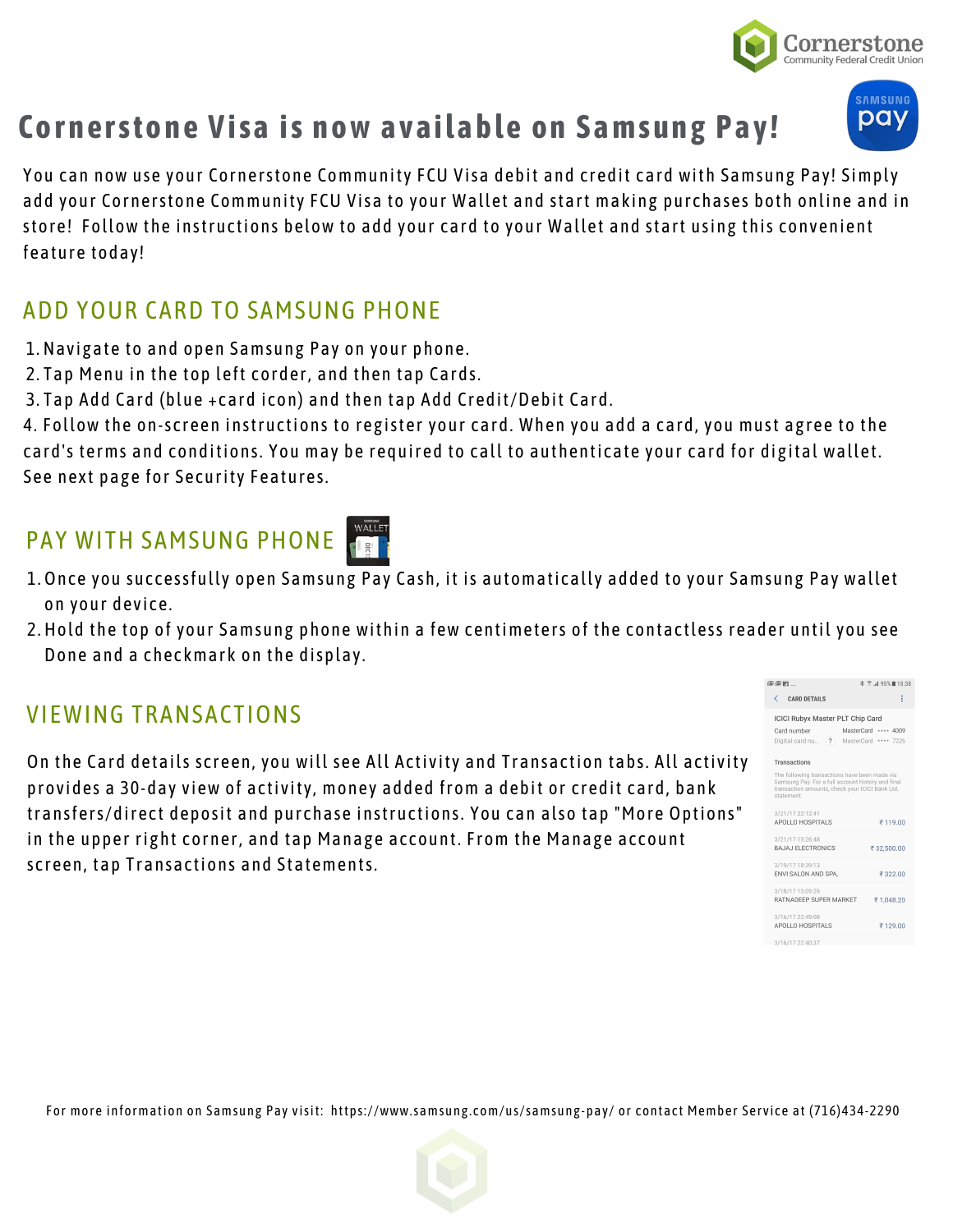# Cornerstone Visa is now available on Samsung Pay!

You can now use your Cornerstone Community FCU Visa debit and credit card with Samsung Pay! Simply add your Cornerstone Community FCU Visa to your Wallet and start making purchases both online and in store! Follow the instructions below to add your card to your Wallet and start using this convenient feature today!

## ADD YOUR CARD TO SAMSUNG PHONE

1. Navigate to and open Samsung Pay on your phone.
2. Tap Menu in the top left corder, and then tap Cards.
3. Tap Add Card (blue +card icon) and then tap Add Credit/Debit Card.
4. Follow the on-screen instructions to register your card. When you add a card, you must agree to the card's terms and conditions. You may be required to call to authenticate your card for digital wallet. See next page for Security Features.

## PAY WITH SAMSUNG PHONE

1. Once you successfully open Samsung Pay Cash, it is automatically added to your Samsung Pay wallet on your device.
2. Hold the top of your Samsung phone within a few centimeters of the contactless reader until you see Done and a checkmark on the display.

## VIEWING TRANSACTIONS

On the Card details screen, you will see All Activity and Transaction tabs. All activity provides a 30-day view of activity, money added from a debit or credit card, bank transfers/direct deposit and purchase instructions. You can also tap "More Options" in the upper right corner, and tap Manage account. From the Manage account screen, tap Transactions and Statements.

For more information on Samsung Pay visit: https://www.samsung.com/us/samsung-pay/ or contact Member Service at (716)434-2290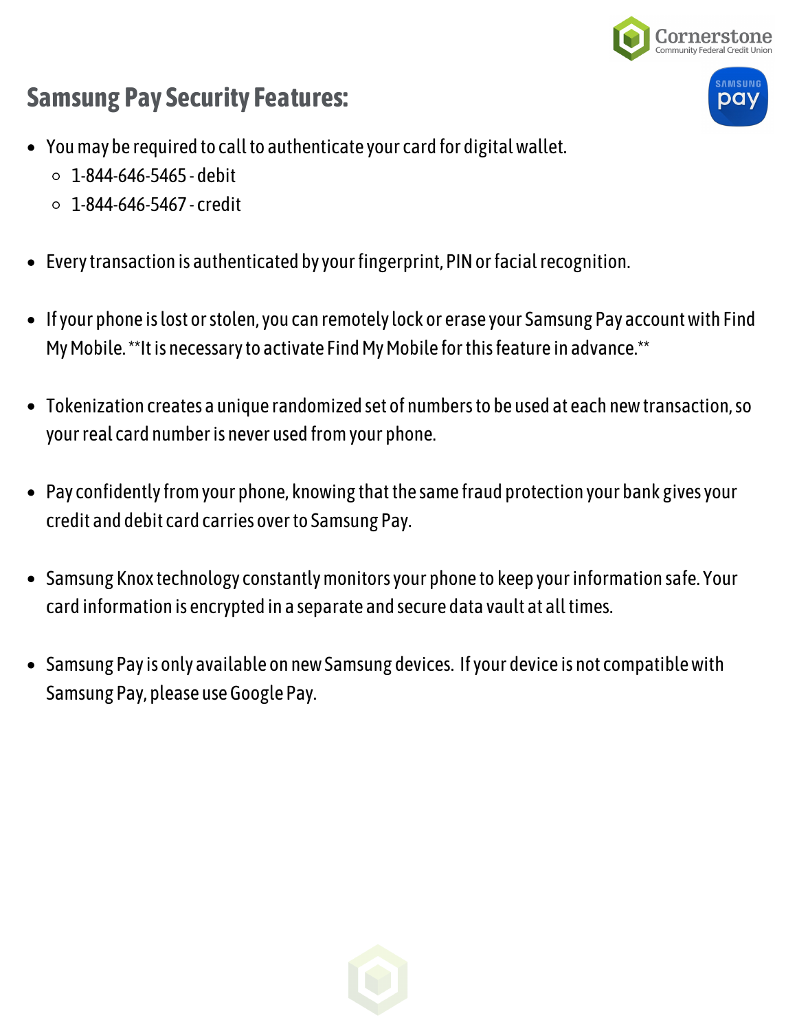## Samsung Pay Security Features:

- You may be required to call to authenticate your card for digital wallet.
  - 1-844-646-5465 - debit
  - 1-844-646-5467 - credit
- Every transaction is authenticated by your fingerprint, PIN or facial recognition.
- If your phone is lost or stolen, you can remotely lock or erase your Samsung Pay account with Find My Mobile. **It is necessary to activate Find My Mobile for this feature in advance.**
- Tokenization creates a unique randomized set of numbers to be used at each new transaction, so your real card number is never used from your phone.
- Pay confidently from your phone, knowing that the same fraud protection your bank gives your credit and debit card carries over to Samsung Pay.
- Samsung Knox technology constantly monitors your phone to keep your information safe. Your card information is encrypted in a separate and secure data vault at all times.
- Samsung Pay is only available on new Samsung devices. If your device is not compatible with Samsung Pay, please use Google Pay.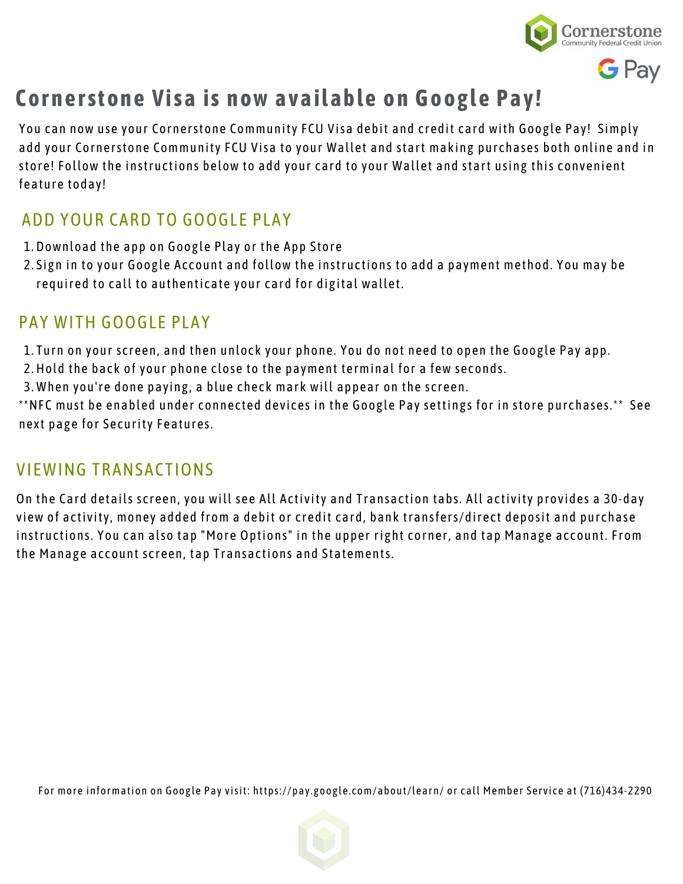# Cornerstone Visa is now available on Google Pay!

You can now use your Cornerstone Community FCU Visa debit and credit card with Google Pay! Simply add your Cornerstone Community FCU Visa to your Wallet and start making purchases both online and in store! Follow the instructions below to add your card to your Wallet and start using this convenient feature today!

## ADD YOUR CARD TO GOOGLE PLAY

1. Download the app on Google Play or the App Store
2. Sign in to your Google Account and follow the instructions to add a payment method. You may be required to call to authenticate your card for digital wallet.

## PAY WITH GOOGLE PLAY

1. Turn on your screen, and then unlock your phone. You do not need to open the Google Pay app.
2. Hold the back of your phone close to the payment terminal for a few seconds.
3. When you're done paying, a blue check mark will appear on the screen.

**NFC must be enabled under connected devices in the Google Pay settings for in store purchases.** See next page for Security Features.

## VIEWING TRANSACTIONS

On the Card details screen, you will see All Activity and Transaction tabs. All activity provides a 30-day view of activity, money added from a debit or credit card, bank transfers/direct deposit and purchase instructions. You can also tap "More Options" in the upper right corner, and tap Manage account. From the Manage account screen, tap Transactions and Statements.

For more information on Google Pay visit: https://pay.google.com/about/learn/ or call Member Service at (716)434-2290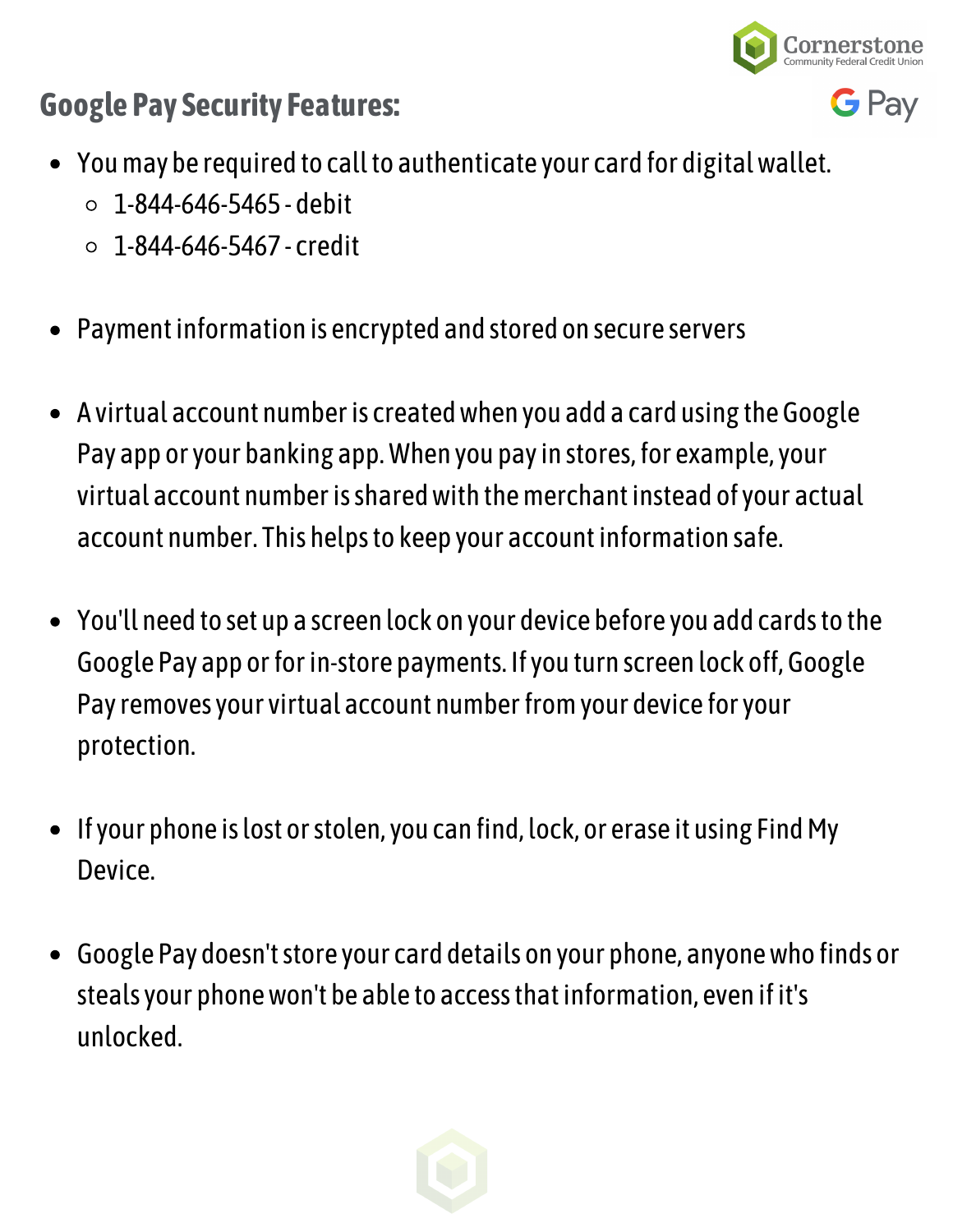## Google Pay Security Features:

- You may be required to call to authenticate your card for digital wallet.
  - 1-844-646-5465 - debit
  - 1-844-646-5467 - credit

- Payment information is encrypted and stored on secure servers

- A virtual account number is created when you add a card using the Google Pay app or your banking app. When you pay in stores, for example, your virtual account number is shared with the merchant instead of your actual account number. This helps to keep your account information safe.

- You'll need to set up a screen lock on your device before you add cards to the Google Pay app or for in-store payments. If you turn screen lock off, Google Pay removes your virtual account number from your device for your protection.

- If your phone is lost or stolen, you can find, lock, or erase it using Find My Device.

- Google Pay doesn't store your card details on your phone, anyone who finds or steals your phone won't be able to access that information, even if it's unlocked.